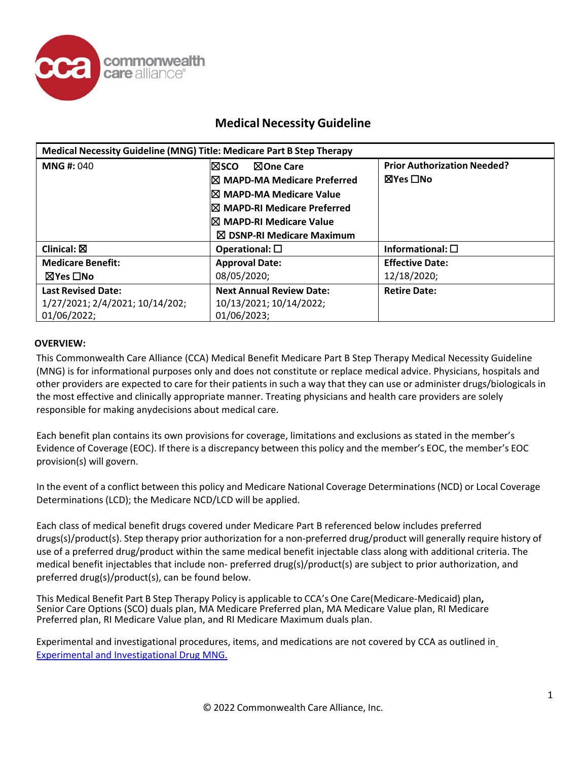# Medical Necessity Guideline

| Medical Necessity Guideline (MNG) Title: Medicare Part B Step Therapy | | |
|---|---|---|
| **MNG #:** 040 | ☒SCO ☒One Care<br>☒ MAPD-MA Medicare Preferred<br>☒ MAPD-MA Medicare Value<br>☒ MAPD-RI Medicare Preferred<br>☒ MAPD-RI Medicare Value<br>☒ DSNP-RI Medicare Maximum | **Prior Authorization Needed?**<br>☒Yes ☐No |
| **Clinical:** ☒ | **Operational:** ☐ | **Informational:** ☐ |
| **Medicare Benefit:**<br>☒Yes ☐No | **Approval Date:**<br>08/05/2020; | **Effective Date:**<br>12/18/2020; |
| **Last Revised Date:**<br>1/27/2021; 2/4/2021; 10/14/202; 01/06/2022; | **Next Annual Review Date:**<br>10/13/2021; 10/14/2022; 01/06/2023; | **Retire Date:** |

## OVERVIEW:

This Commonwealth Care Alliance (CCA) Medical Benefit Medicare Part B Step Therapy Medical Necessity Guideline (MNG) is for informational purposes only and does not constitute or replace medical advice. Physicians, hospitals and other providers are expected to care for their patients in such a way that they can use or administer drugs/biologicals in the most effective and clinically appropriate manner. Treating physicians and health care providers are solely responsible for making anydecisions about medical care.

Each benefit plan contains its own provisions for coverage, limitations and exclusions as stated in the member's Evidence of Coverage (EOC). If there is a discrepancy between this policy and the member's EOC, the member's EOC provision(s) will govern.

In the event of a conflict between this policy and Medicare National Coverage Determinations (NCD) or Local Coverage Determinations (LCD); the Medicare NCD/LCD will be applied.

Each class of medical benefit drugs covered under Medicare Part B referenced below includes preferred drugs(s)/product(s). Step therapy prior authorization for a non-preferred drug/product will generally require history of use of a preferred drug/product within the same medical benefit injectable class along with additional criteria. The medical benefit injectables that include non- preferred drug(s)/product(s) are subject to prior authorization, and preferred drug(s)/product(s), can be found below.

This Medical Benefit Part B Step Therapy Policy is applicable to CCA's One Care(Medicare-Medicaid) plan**,** Senior Care Options (SCO) duals plan, MA Medicare Preferred plan, MA Medicare Value plan, RI Medicare Preferred plan, RI Medicare Value plan, and RI Medicare Maximum duals plan.

Experimental and investigational procedures, items, and medications are not covered by CCA as outlined in [Experimental and Investigational Drug MNG.]

© 2022 Commonwealth Care Alliance, Inc.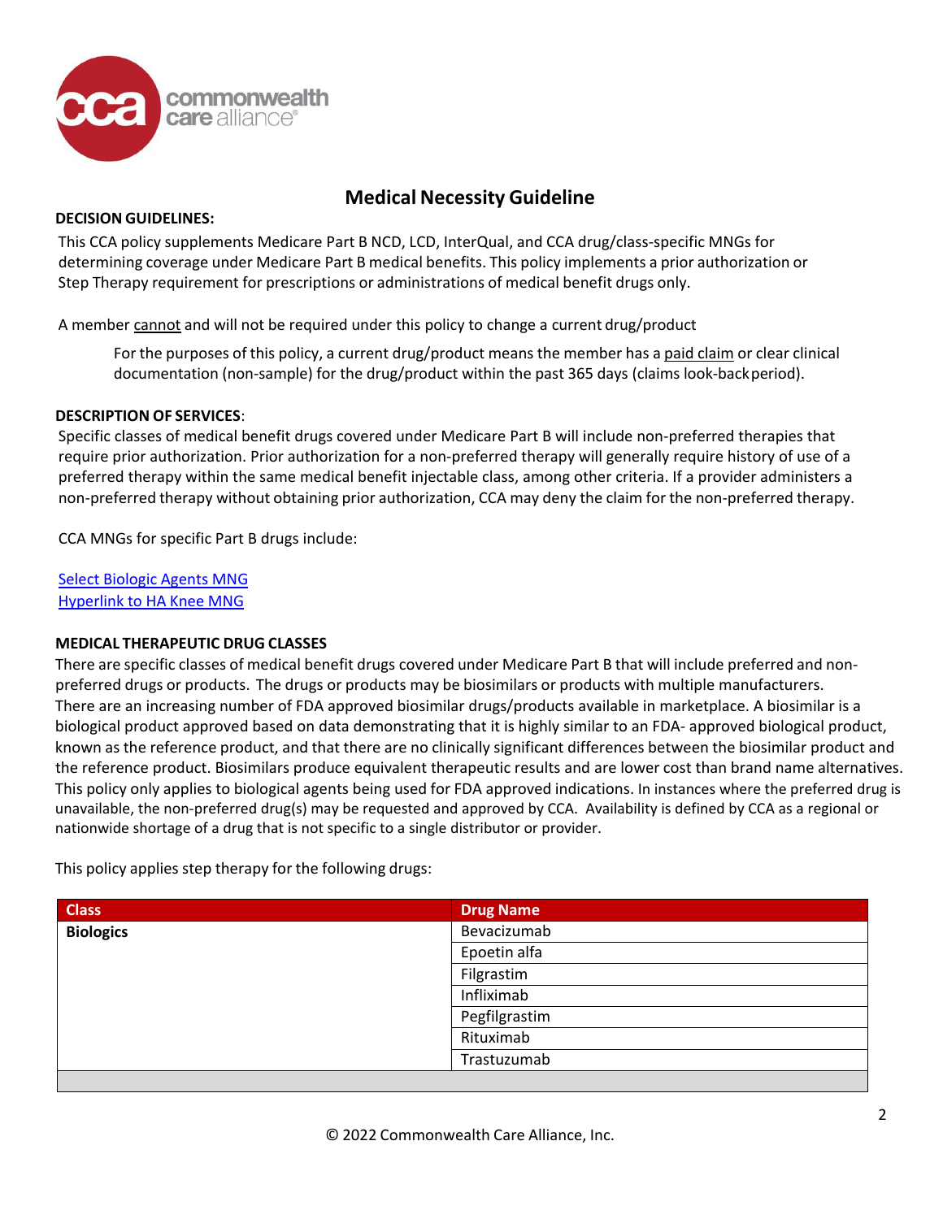# Medical Necessity Guideline

**DECISION GUIDELINES:**

This CCA policy supplements Medicare Part B NCD, LCD, InterQual, and CCA drug/class-specific MNGs for determining coverage under Medicare Part B medical benefits. This policy implements a prior authorization or Step Therapy requirement for prescriptions or administrations of medical benefit drugs only.

A member cannot and will not be required under this policy to change a current drug/product

> For the purposes of this policy, a current drug/product means the member has a paid claim or clear clinical documentation (non-sample) for the drug/product within the past 365 days (claims look-back period).

**DESCRIPTION OF SERVICES**:

Specific classes of medical benefit drugs covered under Medicare Part B will include non-preferred therapies that require prior authorization. Prior authorization for a non-preferred therapy will generally require history of use of a preferred therapy within the same medical benefit injectable class, among other criteria. If a provider administers a non-preferred therapy without obtaining prior authorization, CCA may deny the claim for the non-preferred therapy.

CCA MNGs for specific Part B drugs include:

Select Biologic Agents MNG
Hyperlink to HA Knee MNG

**MEDICAL THERAPEUTIC DRUG CLASSES**

There are specific classes of medical benefit drugs covered under Medicare Part B that will include preferred and non-preferred drugs or products. The drugs or products may be biosimilars or products with multiple manufacturers. There are an increasing number of FDA approved biosimilar drugs/products available in marketplace. A biosimilar is a biological product approved based on data demonstrating that it is highly similar to an FDA- approved biological product, known as the reference product, and that there are no clinically significant differences between the biosimilar product and the reference product. Biosimilars produce equivalent therapeutic results and are lower cost than brand name alternatives. This policy only applies to biological agents being used for FDA approved indications. In instances where the preferred drug is unavailable, the non-preferred drug(s) may be requested and approved by CCA. Availability is defined by CCA as a regional or nationwide shortage of a drug that is not specific to a single distributor or provider.

This policy applies step therapy for the following drugs:

| Class | Drug Name |
|---|---|
| **Biologics** | Bevacizumab |
| | Epoetin alfa |
| | Filgrastim |
| | Infliximab |
| | Pegfilgrastim |
| | Rituximab |
| | Trastuzumab |

© 2022 Commonwealth Care Alliance, Inc.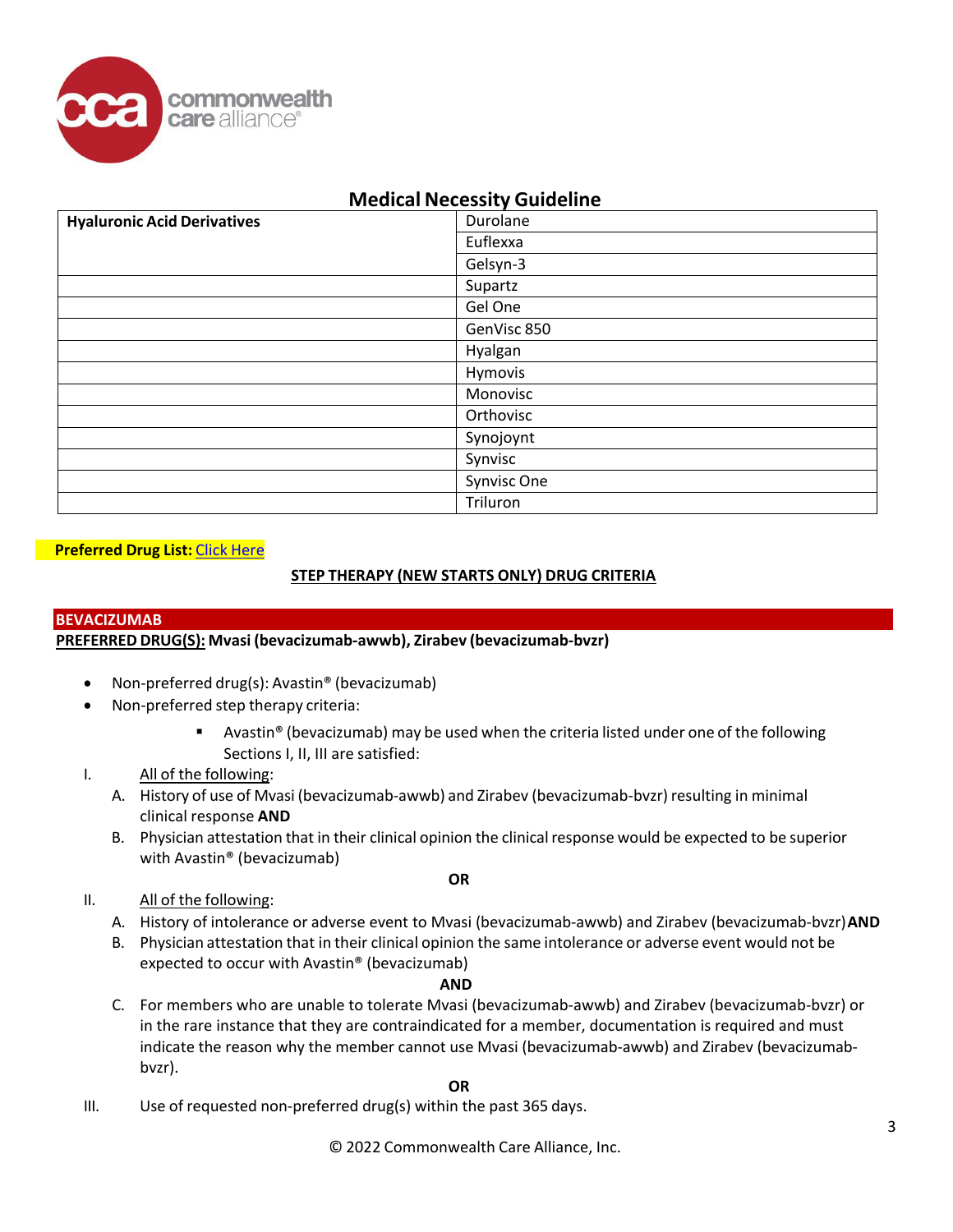# Medical Necessity Guideline

| Hyaluronic Acid Derivatives | Durolane |
|---|---|
| | Euflexxa |
| | Gelsyn-3 |
| | Supartz |
| | Gel One |
| | GenVisc 850 |
| | Hyalgan |
| | Hymovis |
| | Monovisc |
| | Orthovisc |
| | Synojoynt |
| | Synvisc |
| | Synvisc One |
| | Triluron |

**Preferred Drug List:** [Click Here]

**STEP THERAPY (NEW STARTS ONLY) DRUG CRITERIA**

## BEVACIZUMAB

**PREFERRED DRUG(S): Mvasi (bevacizumab-awwb), Zirabev (bevacizumab-bvzr)**

- Non-preferred drug(s): Avastin® (bevacizumab)
- Non-preferred step therapy criteria:
  - Avastin® (bevacizumab) may be used when the criteria listed under one of the following Sections I, II, III are satisfied:

I. All of the following:

A. History of use of Mvasi (bevacizumab-awwb) and Zirabev (bevacizumab-bvzr) resulting in minimal clinical response **AND**

B. Physician attestation that in their clinical opinion the clinical response would be expected to be superior with Avastin® (bevacizumab)

**OR**

II. All of the following:

A. History of intolerance or adverse event to Mvasi (bevacizumab-awwb) and Zirabev (bevacizumab-bvzr) **AND**

B. Physician attestation that in their clinical opinion the same intolerance or adverse event would not be expected to occur with Avastin® (bevacizumab)

**AND**

C. For members who are unable to tolerate Mvasi (bevacizumab-awwb) and Zirabev (bevacizumab-bvzr) or in the rare instance that they are contraindicated for a member, documentation is required and must indicate the reason why the member cannot use Mvasi (bevacizumab-awwb) and Zirabev (bevacizumab-bvzr).

**OR**

III. Use of requested non-preferred drug(s) within the past 365 days.

© 2022 Commonwealth Care Alliance, Inc.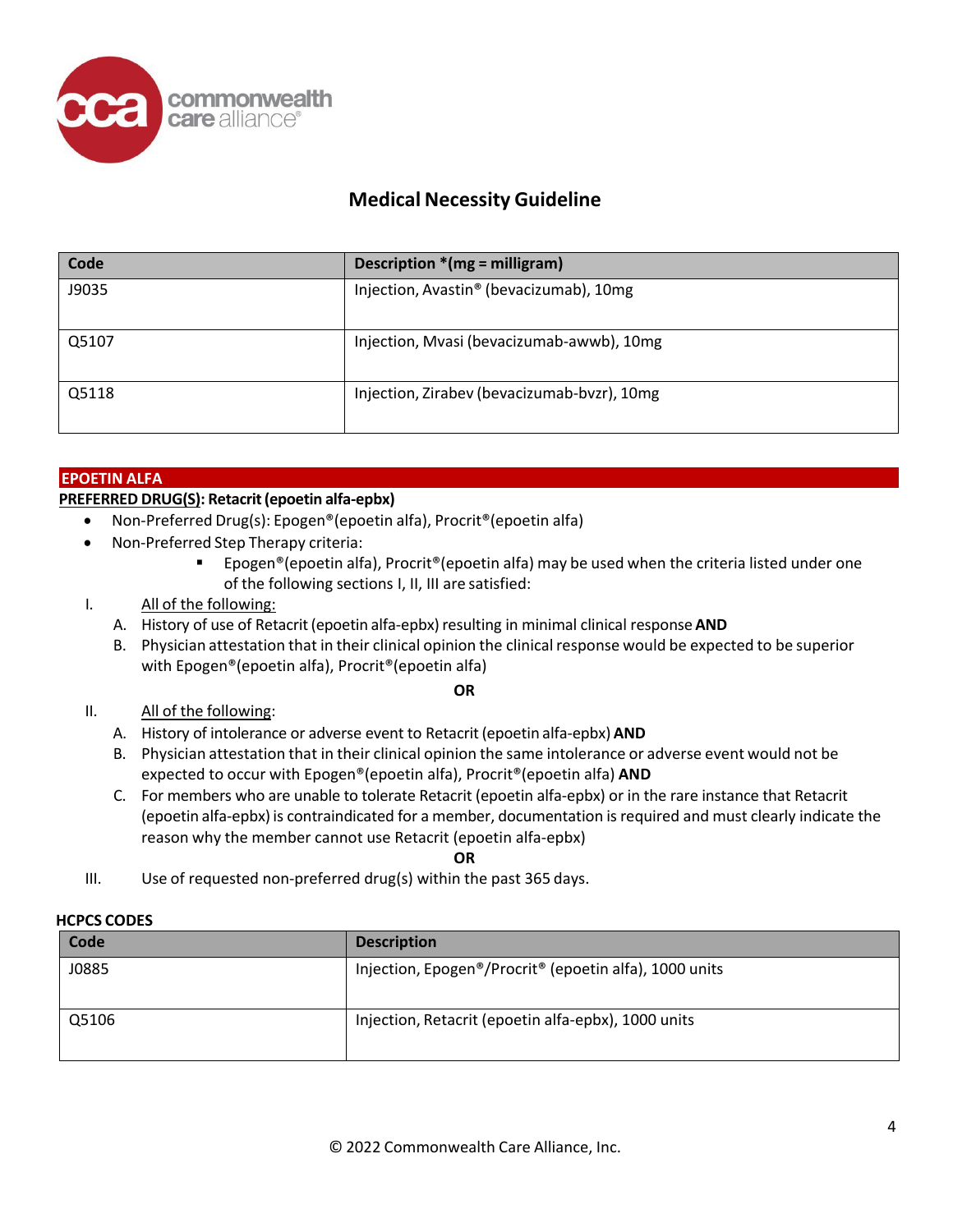# Medical Necessity Guideline

| Code | Description *(mg = milligram) |
|---|---|
| J9035 | Injection, Avastin® (bevacizumab), 10mg |
| Q5107 | Injection, Mvasi (bevacizumab-awwb), 10mg |
| Q5118 | Injection, Zirabev (bevacizumab-bvzr), 10mg |

## EPOETIN ALFA

**PREFERRED DRUG(S): Retacrit (epoetin alfa-epbx)**

- Non-Preferred Drug(s): Epogen®(epoetin alfa), Procrit®(epoetin alfa)
- Non-Preferred Step Therapy criteria:
  - Epogen®(epoetin alfa), Procrit®(epoetin alfa) may be used when the criteria listed under one of the following sections I, II, III are satisfied:

I. All of the following:

A. History of use of Retacrit (epoetin alfa-epbx) resulting in minimal clinical response **AND**

B. Physician attestation that in their clinical opinion the clinical response would be expected to be superior with Epogen®(epoetin alfa), Procrit®(epoetin alfa)

**OR**

II. All of the following:

A. History of intolerance or adverse event to Retacrit (epoetin alfa-epbx) **AND**

B. Physician attestation that in their clinical opinion the same intolerance or adverse event would not be expected to occur with Epogen®(epoetin alfa), Procrit®(epoetin alfa) **AND**

C. For members who are unable to tolerate Retacrit (epoetin alfa-epbx) or in the rare instance that Retacrit (epoetin alfa-epbx) is contraindicated for a member, documentation is required and must clearly indicate the reason why the member cannot use Retacrit (epoetin alfa-epbx)

**OR**

III. Use of requested non-preferred drug(s) within the past 365 days.

**HCPCS CODES**

| Code | Description |
|---|---|
| J0885 | Injection, Epogen®/Procrit® (epoetin alfa), 1000 units |
| Q5106 | Injection, Retacrit (epoetin alfa-epbx), 1000 units |

© 2022 Commonwealth Care Alliance, Inc.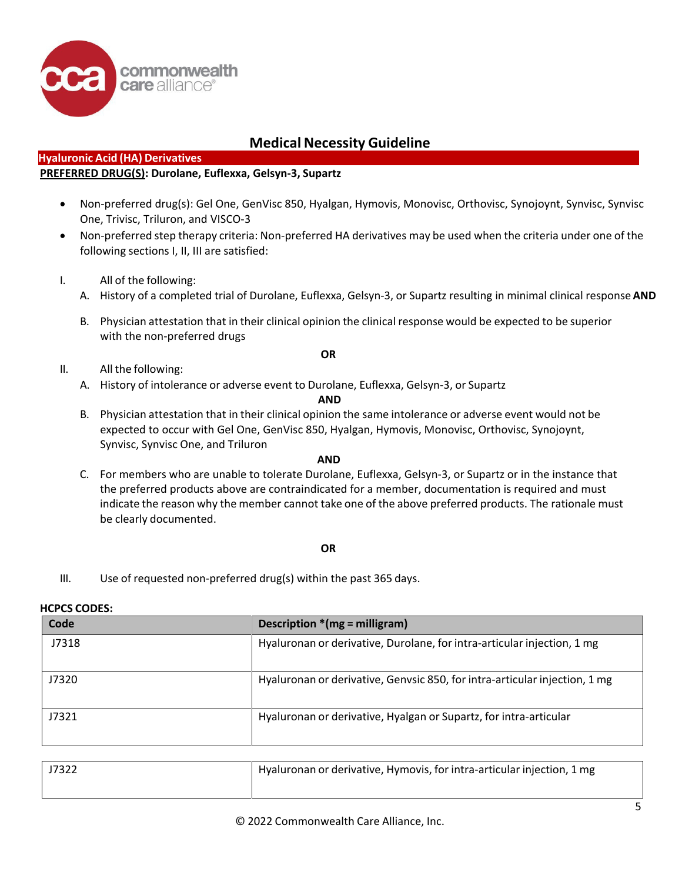# Medical Necessity Guideline

## Hyaluronic Acid (HA) Derivatives

**PREFERRED DRUG(S): Durolane, Euflexxa, Gelsyn-3, Supartz**

- Non-preferred drug(s): Gel One, GenVisc 850, Hyalgan, Hymovis, Monovisc, Orthovisc, Synojoynt, Synvisc, Synvisc One, Trivisc, Triluron, and VISCO-3
- Non-preferred step therapy criteria: Non-preferred HA derivatives may be used when the criteria under one of the following sections I, II, III are satisfied:

I. All of the following:
   A. History of a completed trial of Durolane, Euflexxa, Gelsyn-3, or Supartz resulting in minimal clinical response **AND**
   B. Physician attestation that in their clinical opinion the clinical response would be expected to be superior with the non-preferred drugs

**OR**

II. All the following:
   A. History of intolerance or adverse event to Durolane, Euflexxa, Gelsyn-3, or Supartz

   **AND**

   B. Physician attestation that in their clinical opinion the same intolerance or adverse event would not be expected to occur with Gel One, GenVisc 850, Hyalgan, Hymovis, Monovisc, Orthovisc, Synojoynt, Synvisc, Synvisc One, and Triluron

   **AND**

   C. For members who are unable to tolerate Durolane, Euflexxa, Gelsyn-3, or Supartz or in the instance that the preferred products above are contraindicated for a member, documentation is required and must indicate the reason why the member cannot take one of the above preferred products. The rationale must be clearly documented.

**OR**

III. Use of requested non-preferred drug(s) within the past 365 days.

**HCPCS CODES:**

| Code | Description *(mg = milligram) |
|---|---|
| J7318 | Hyaluronan or derivative, Durolane, for intra-articular injection, 1 mg |
| J7320 | Hyaluronan or derivative, Genvsic 850, for intra-articular injection, 1 mg |
| J7321 | Hyaluronan or derivative, Hyalgan or Supartz, for intra-articular |
| J7322 | Hyaluronan or derivative, Hymovis, for intra-articular injection, 1 mg |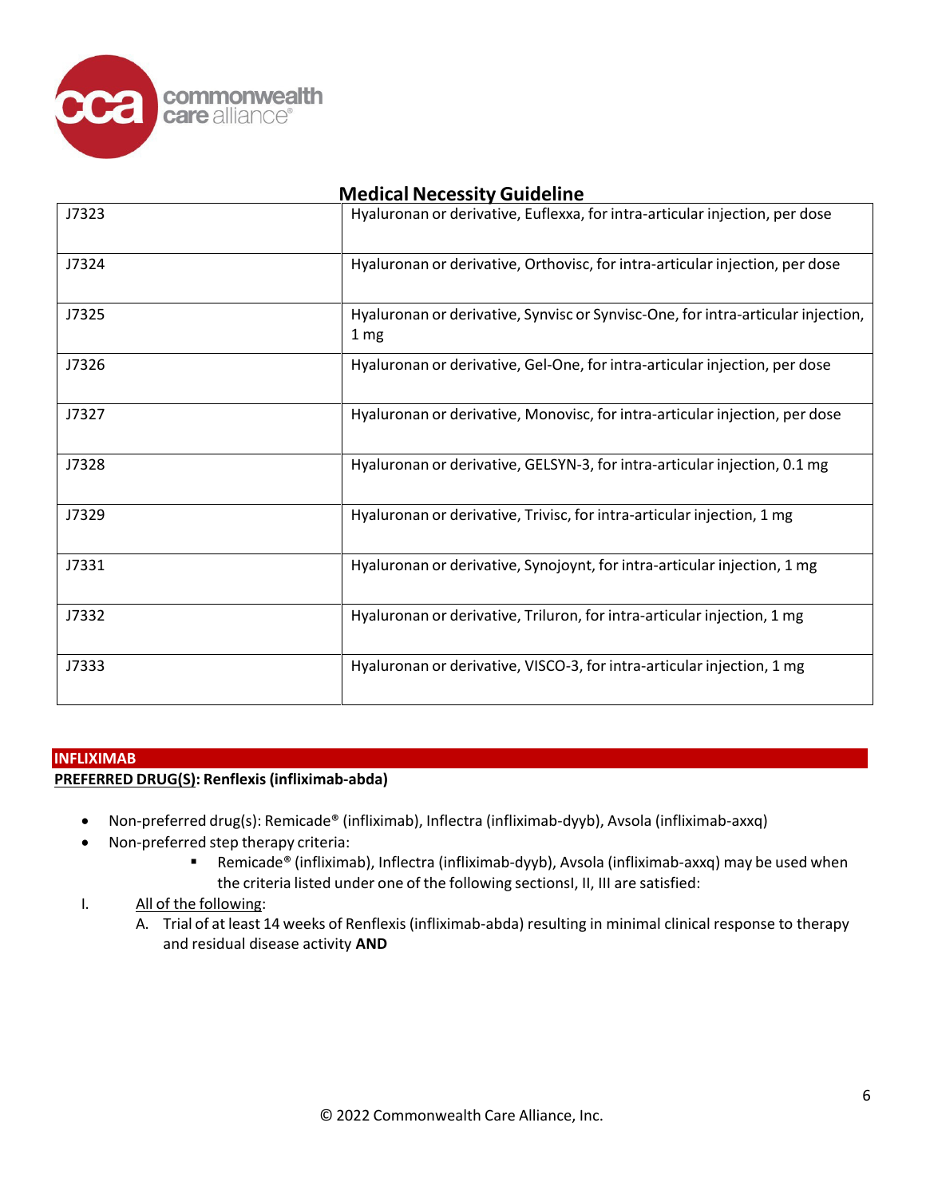## Medical Necessity Guideline

| | |
|---|---|
| J7323 | Hyaluronan or derivative, Euflexxa, for intra-articular injection, per dose |
| J7324 | Hyaluronan or derivative, Orthovisc, for intra-articular injection, per dose |
| J7325 | Hyaluronan or derivative, Synvisc or Synvisc-One, for intra-articular injection, 1 mg |
| J7326 | Hyaluronan or derivative, Gel-One, for intra-articular injection, per dose |
| J7327 | Hyaluronan or derivative, Monovisc, for intra-articular injection, per dose |
| J7328 | Hyaluronan or derivative, GELSYN-3, for intra-articular injection, 0.1 mg |
| J7329 | Hyaluronan or derivative, Trivisc, for intra-articular injection, 1 mg |
| J7331 | Hyaluronan or derivative, Synojoynt, for intra-articular injection, 1 mg |
| J7332 | Hyaluronan or derivative, Triluron, for intra-articular injection, 1 mg |
| J7333 | Hyaluronan or derivative, VISCO-3, for intra-articular injection, 1 mg |

### INFLIXIMAB

**PREFERRED DRUG(S): Renflexis (infliximab-abda)**

- Non-preferred drug(s): Remicade® (infliximab), Inflectra (infliximab-dyyb), Avsola (infliximab-axxq)
- Non-preferred step therapy criteria:
  - Remicade® (infliximab), Inflectra (infliximab-dyyb), Avsola (infliximab-axxq) may be used when the criteria listed under one of the following sectionsI, II, III are satisfied:

I. All of the following:

A. Trial of at least 14 weeks of Renflexis (infliximab-abda) resulting in minimal clinical response to therapy and residual disease activity **AND**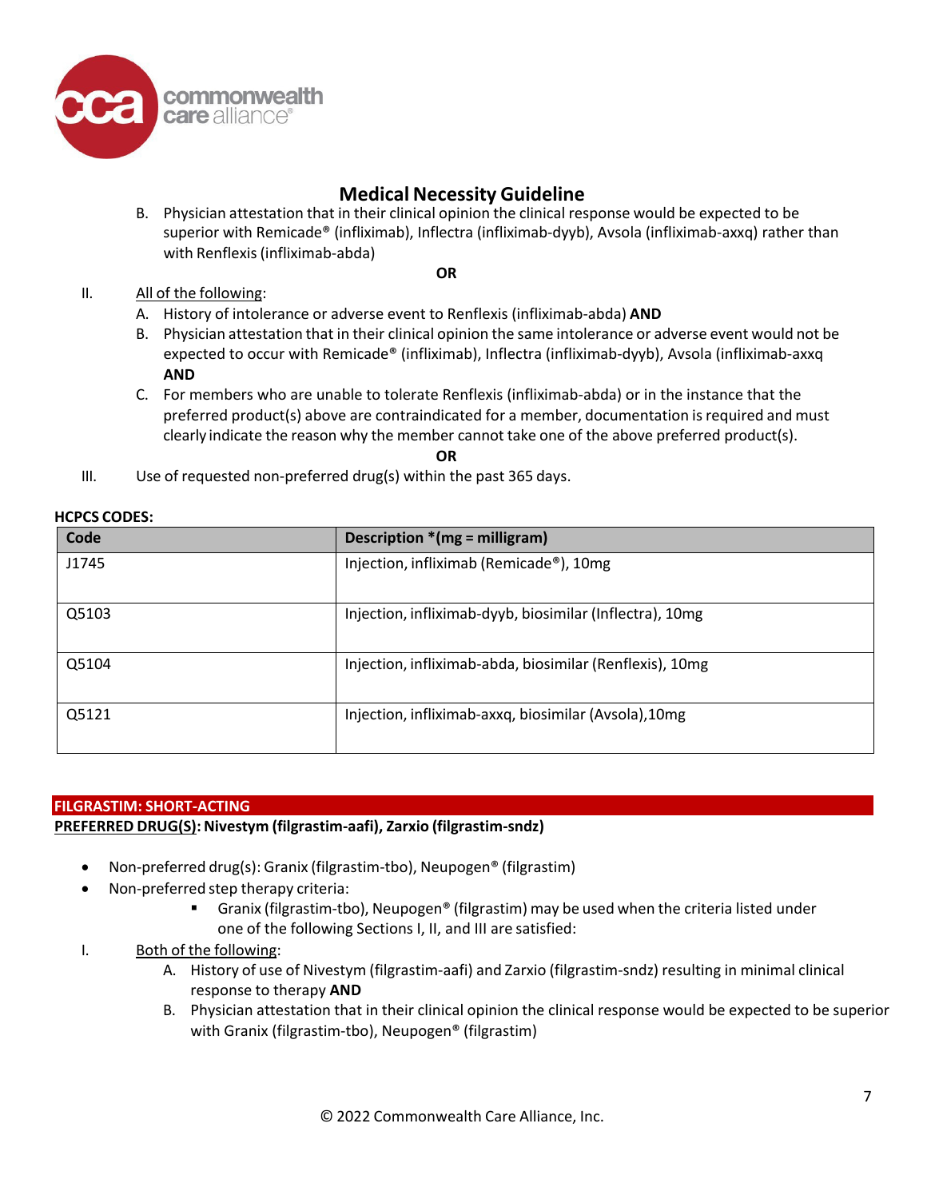B. Physician attestation that in their clinical opinion the clinical response would be expected to be superior with Remicade® (infliximab), Inflectra (infliximab-dyyb), Avsola (infliximab-axxq) rather than with Renflexis (infliximab-abda)

**OR**

II. All of the following:

A. History of intolerance or adverse event to Renflexis (infliximab-abda) **AND**

B. Physician attestation that in their clinical opinion the same intolerance or adverse event would not be expected to occur with Remicade® (infliximab), Inflectra (infliximab-dyyb), Avsola (infliximab-axxq **AND**

C. For members who are unable to tolerate Renflexis (infliximab-abda) or in the instance that the preferred product(s) above are contraindicated for a member, documentation is required and must clearly indicate the reason why the member cannot take one of the above preferred product(s).

**OR**

III. Use of requested non-preferred drug(s) within the past 365 days.

**HCPCS CODES:**

| Code | Description *(mg = milligram) |
|---|---|
| J1745 | Injection, infliximab (Remicade®), 10mg |
| Q5103 | Injection, infliximab-dyyb, biosimilar (Inflectra), 10mg |
| Q5104 | Injection, infliximab-abda, biosimilar (Renflexis), 10mg |
| Q5121 | Injection, infliximab-axxq, biosimilar (Avsola),10mg |

## FILGRASTIM: SHORT-ACTING

**PREFERRED DRUG(S): Nivestym (filgrastim-aafi), Zarxio (filgrastim-sndz)**

- Non-preferred drug(s): Granix (filgrastim-tbo), Neupogen® (filgrastim)
- Non-preferred step therapy criteria:
  - Granix (filgrastim-tbo), Neupogen® (filgrastim) may be used when the criteria listed under one of the following Sections I, II, and III are satisfied:

I. Both of the following:

A. History of use of Nivestym (filgrastim-aafi) and Zarxio (filgrastim-sndz) resulting in minimal clinical response to therapy **AND**

B. Physician attestation that in their clinical opinion the clinical response would be expected to be superior with Granix (filgrastim-tbo), Neupogen® (filgrastim)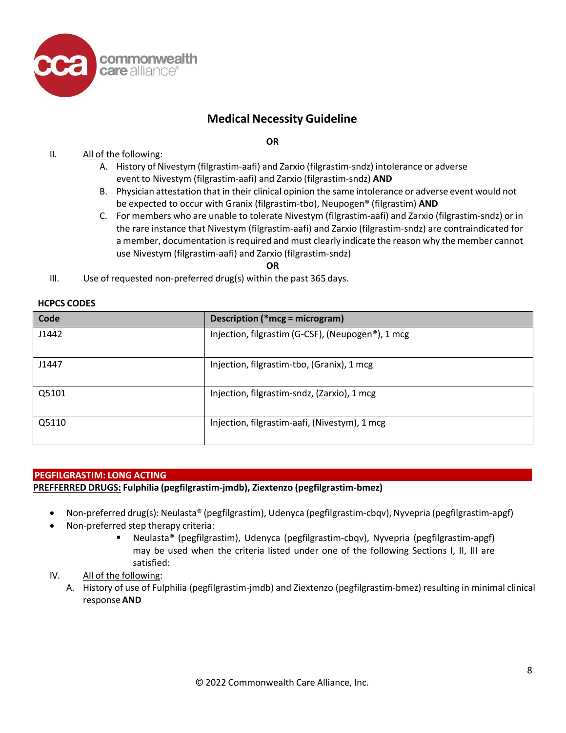## Medical Necessity Guideline

**OR**

II. All of the following:
   A. History of Nivestym (filgrastim-aafi) and Zarxio (filgrastim-sndz) intolerance or adverse event to Nivestym (filgrastim-aafi) and Zarxio (filgrastim-sndz) **AND**
   B. Physician attestation that in their clinical opinion the same intolerance or adverse event would not be expected to occur with Granix (filgrastim-tbo), Neupogen® (filgrastim) **AND**
   C. For members who are unable to tolerate Nivestym (filgrastim-aafi) and Zarxio (filgrastim-sndz) or in the rare instance that Nivestym (filgrastim-aafi) and Zarxio (filgrastim-sndz) are contraindicated for a member, documentation is required and must clearly indicate the reason why the member cannot use Nivestym (filgrastim-aafi) and Zarxio (filgrastim-sndz)

**OR**

III. Use of requested non-preferred drug(s) within the past 365 days.

**HCPCS CODES**

| Code | Description (*mcg = microgram) |
|---|---|
| J1442 | Injection, filgrastim (G-CSF), (Neupogen®), 1 mcg |
| J1447 | Injection, filgrastim-tbo, (Granix), 1 mcg |
| Q5101 | Injection, filgrastim-sndz, (Zarxio), 1 mcg |
| Q5110 | Injection, filgrastim-aafi, (Nivestym), 1 mcg |

### PEGFILGRASTIM: LONG ACTING

PREFFERRED DRUGS: **Fulphilia (pegfilgrastim-jmdb), Ziextenzo (pegfilgrastim-bmez)**

- Non-preferred drug(s): Neulasta® (pegfilgrastim), Udenyca (pegfilgrastim-cbqv), Nyvepria (pegfilgrastim-apgf)
- Non-preferred step therapy criteria:
  - Neulasta® (pegfilgrastim), Udenyca (pegfilgrastim-cbqv), Nyvepria (pegfilgrastim-apgf) may be used when the criteria listed under one of the following Sections I, II, III are satisfied:

IV. All of the following:
   A. History of use of Fulphilia (pegfilgrastim-jmdb) and Ziextenzo (pegfilgrastim-bmez) resulting in minimal clinical response **AND**

© 2022 Commonwealth Care Alliance, Inc.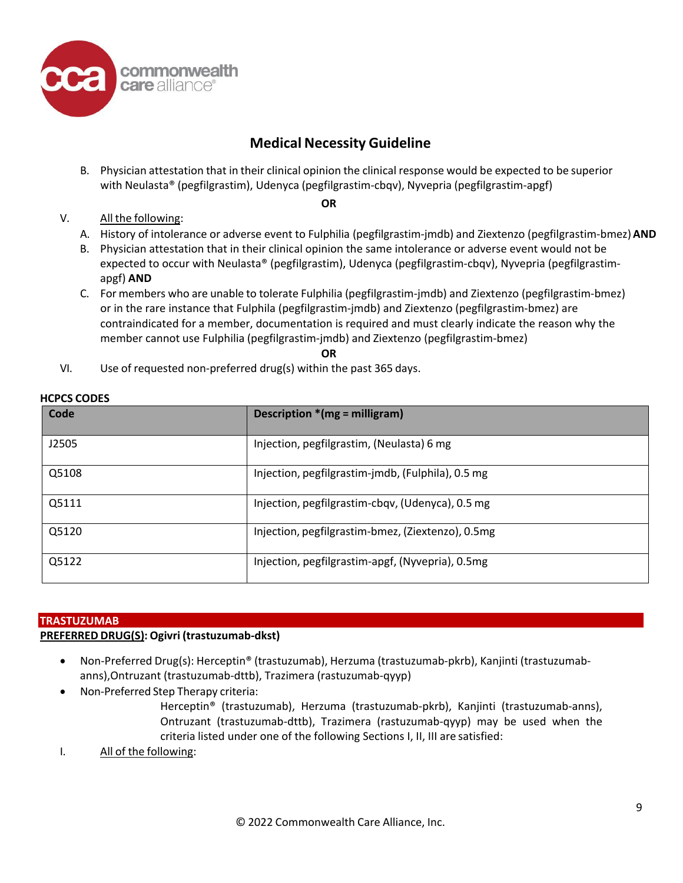## Medical Necessity Guideline

B. Physician attestation that in their clinical opinion the clinical response would be expected to be superior with Neulasta® (pegfilgrastim), Udenyca (pegfilgrastim-cbqv), Nyvepria (pegfilgrastim-apgf)

**OR**

V. All the following:

A. History of intolerance or adverse event to Fulphilia (pegfilgrastim-jmdb) and Ziextenzo (pegfilgrastim-bmez) **AND**

B. Physician attestation that in their clinical opinion the same intolerance or adverse event would not be expected to occur with Neulasta® (pegfilgrastim), Udenyca (pegfilgrastim-cbqv), Nyvepria (pegfilgrastim-apgf) **AND**

C. For members who are unable to tolerate Fulphilia (pegfilgrastim-jmdb) and Ziextenzo (pegfilgrastim-bmez) or in the rare instance that Fulphila (pegfilgrastim-jmdb) and Ziextenzo (pegfilgrastim-bmez) are contraindicated for a member, documentation is required and must clearly indicate the reason why the member cannot use Fulphilia (pegfilgrastim-jmdb) and Ziextenzo (pegfilgrastim-bmez)

**OR**

VI. Use of requested non-preferred drug(s) within the past 365 days.

**HCPCS CODES**

| Code | Description *(mg = milligram) |
|---|---|
| J2505 | Injection, pegfilgrastim, (Neulasta) 6 mg |
| Q5108 | Injection, pegfilgrastim-jmdb, (Fulphila), 0.5 mg |
| Q5111 | Injection, pegfilgrastim-cbqv, (Udenyca), 0.5 mg |
| Q5120 | Injection, pegfilgrastim-bmez, (Ziextenzo), 0.5mg |
| Q5122 | Injection, pegfilgrastim-apgf, (Nyvepria), 0.5mg |

**TRASTUZUMAB**

**PREFERRED DRUG(S): Ogivri (trastuzumab-dkst)**

- Non-Preferred Drug(s): Herceptin® (trastuzumab), Herzuma (trastuzumab-pkrb), Kanjinti (trastuzumab-anns),Ontruzant (trastuzumab-dttb), Trazimera (rastuzumab-qyyp)
- Non-Preferred Step Therapy criteria:

  Herceptin® (trastuzumab), Herzuma (trastuzumab-pkrb), Kanjinti (trastuzumab-anns), Ontruzant (trastuzumab-dttb), Trazimera (rastuzumab-qyyp) may be used when the criteria listed under one of the following Sections I, II, III are satisfied:

I. All of the following: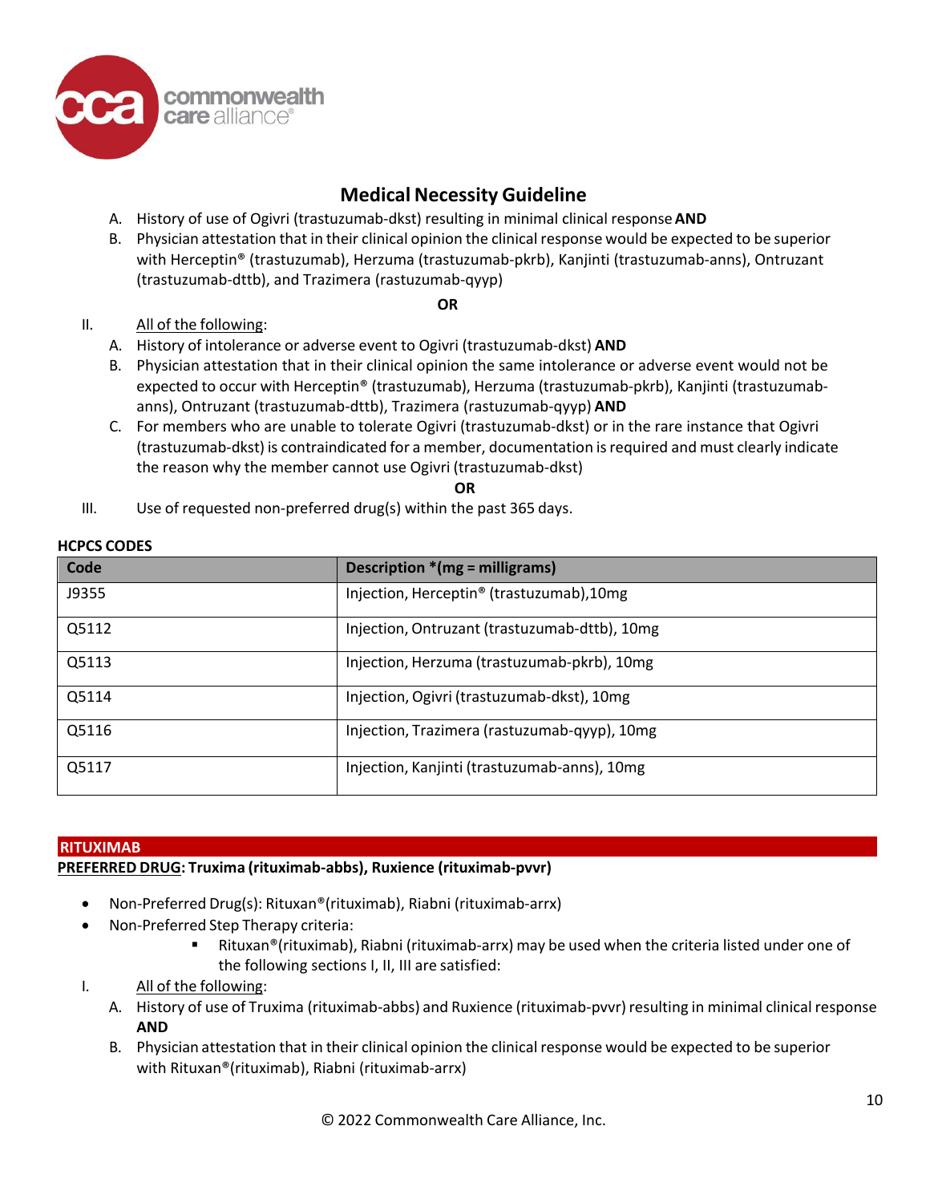A. History of use of Ogivri (trastuzumab-dkst) resulting in minimal clinical response **AND**

B. Physician attestation that in their clinical opinion the clinical response would be expected to be superior with Herceptin® (trastuzumab), Herzuma (trastuzumab-pkrb), Kanjinti (trastuzumab-anns), Ontruzant (trastuzumab-dttb), and Trazimera (rastuzumab-qyyp)

**OR**

II. All of the following:

A. History of intolerance or adverse event to Ogivri (trastuzumab-dkst) **AND**

B. Physician attestation that in their clinical opinion the same intolerance or adverse event would not be expected to occur with Herceptin® (trastuzumab), Herzuma (trastuzumab-pkrb), Kanjinti (trastuzumab-anns), Ontruzant (trastuzumab-dttb), Trazimera (rastuzumab-qyyp) **AND**

C. For members who are unable to tolerate Ogivri (trastuzumab-dkst) or in the rare instance that Ogivri (trastuzumab-dkst) is contraindicated for a member, documentation is required and must clearly indicate the reason why the member cannot use Ogivri (trastuzumab-dkst)

**OR**

III. Use of requested non-preferred drug(s) within the past 365 days.

**HCPCS CODES**

| Code | Description *(mg = milligrams) |
|---|---|
| J9355 | Injection, Herceptin® (trastuzumab),10mg |
| Q5112 | Injection, Ontruzant (trastuzumab-dttb), 10mg |
| Q5113 | Injection, Herzuma (trastuzumab-pkrb), 10mg |
| Q5114 | Injection, Ogivri (trastuzumab-dkst), 10mg |
| Q5116 | Injection, Trazimera (rastuzumab-qyyp), 10mg |
| Q5117 | Injection, Kanjinti (trastuzumab-anns), 10mg |

## RITUXIMAB

**PREFERRED DRUG: Truxima (rituximab-abbs), Ruxience (rituximab-pvvr)**

- Non-Preferred Drug(s): Rituxan®(rituximab), Riabni (rituximab-arrx)
- Non-Preferred Step Therapy criteria:
  - Rituxan®(rituximab), Riabni (rituximab-arrx) may be used when the criteria listed under one of the following sections I, II, III are satisfied:

I. All of the following:

A. History of use of Truxima (rituximab-abbs) and Ruxience (rituximab-pvvr) resulting in minimal clinical response **AND**

B. Physician attestation that in their clinical opinion the clinical response would be expected to be superior with Rituxan®(rituximab), Riabni (rituximab-arrx)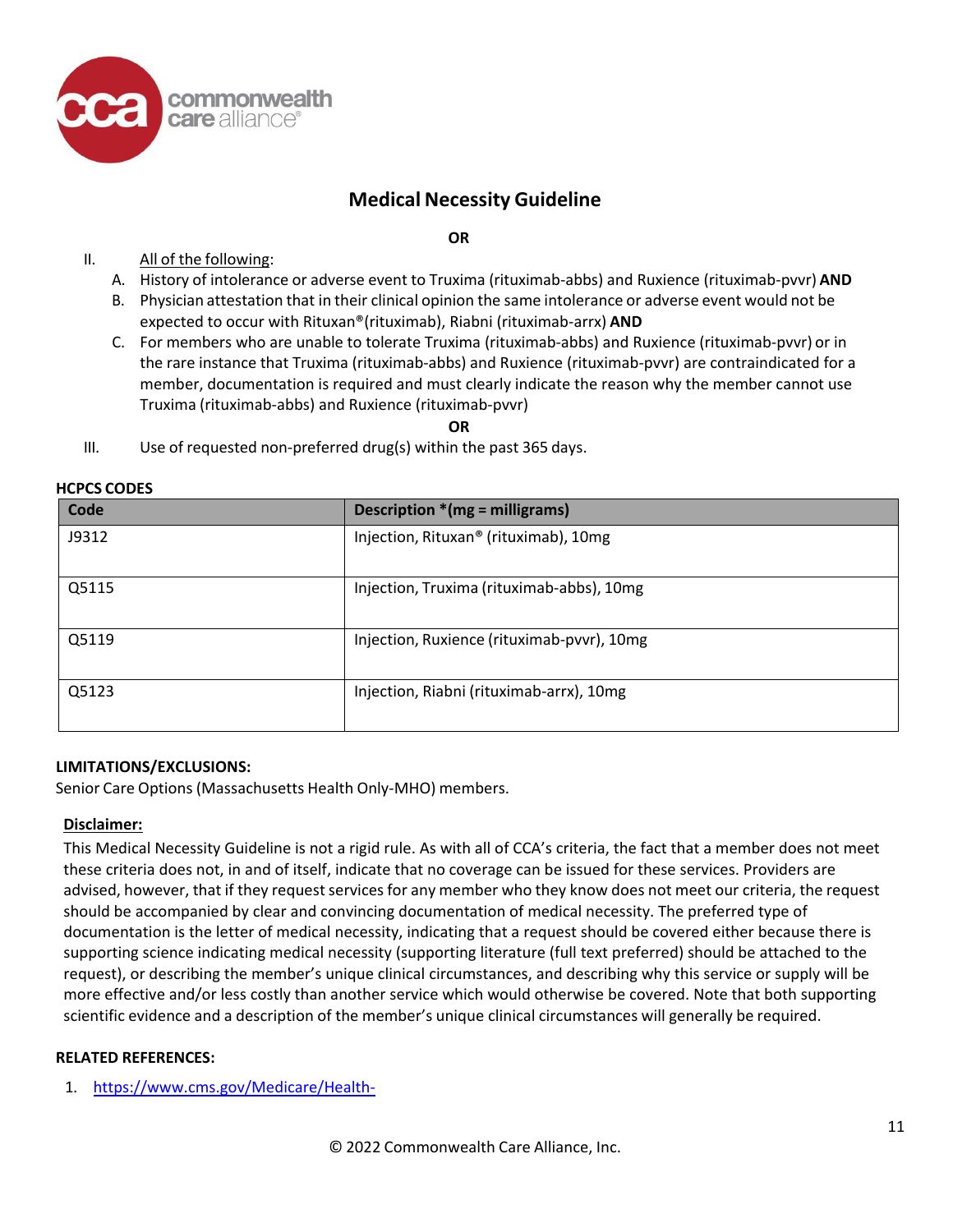**OR**

II. All of the following:

A. History of intolerance or adverse event to Truxima (rituximab-abbs) and Ruxience (rituximab-pvvr) **AND**

B. Physician attestation that in their clinical opinion the same intolerance or adverse event would not be expected to occur with Rituxan®(rituximab), Riabni (rituximab-arrx) **AND**

C. For members who are unable to tolerate Truxima (rituximab-abbs) and Ruxience (rituximab-pvvr) or in the rare instance that Truxima (rituximab-abbs) and Ruxience (rituximab-pvvr) are contraindicated for a member, documentation is required and must clearly indicate the reason why the member cannot use Truxima (rituximab-abbs) and Ruxience (rituximab-pvvr)

**OR**

III. Use of requested non-preferred drug(s) within the past 365 days.

**HCPCS CODES**

| Code | Description *(mg = milligrams) |
|---|---|
| J9312 | Injection, Rituxan® (rituximab), 10mg |
| Q5115 | Injection, Truxima (rituximab-abbs), 10mg |
| Q5119 | Injection, Ruxience (rituximab-pvvr), 10mg |
| Q5123 | Injection, Riabni (rituximab-arrx), 10mg |

**LIMITATIONS/EXCLUSIONS:**

Senior Care Options (Massachusetts Health Only-MHO) members.

**Disclaimer:**

This Medical Necessity Guideline is not a rigid rule. As with all of CCA's criteria, the fact that a member does not meet these criteria does not, in and of itself, indicate that no coverage can be issued for these services. Providers are advised, however, that if they request services for any member who they know does not meet our criteria, the request should be accompanied by clear and convincing documentation of medical necessity. The preferred type of documentation is the letter of medical necessity, indicating that a request should be covered either because there is supporting science indicating medical necessity (supporting literature (full text preferred) should be attached to the request), or describing the member's unique clinical circumstances, and describing why this service or supply will be more effective and/or less costly than another service which would otherwise be covered. Note that both supporting scientific evidence and a description of the member's unique clinical circumstances will generally be required.

**RELATED REFERENCES:**

1. https://www.cms.gov/Medicare/Health-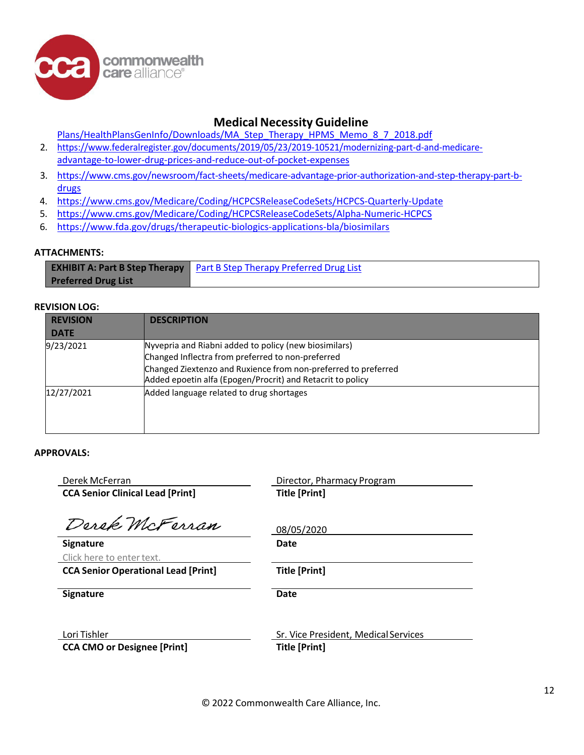Plans/HealthPlansGenInfo/Downloads/MA_Step_Therapy_HPMS_Memo_8_7_2018.pdf

2. https://www.federalregister.gov/documents/2019/05/23/2019-10521/modernizing-part-d-and-medicare-advantage-to-lower-drug-prices-and-reduce-out-of-pocket-expenses
3. https://www.cms.gov/newsroom/fact-sheets/medicare-advantage-prior-authorization-and-step-therapy-part-b-drugs
4. https://www.cms.gov/Medicare/Coding/HCPCSReleaseCodeSets/HCPCS-Quarterly-Update
5. https://www.cms.gov/Medicare/Coding/HCPCSReleaseCodeSets/Alpha-Numeric-HCPCS
6. https://www.fda.gov/drugs/therapeutic-biologics-applications-bla/biosimilars

**ATTACHMENTS:**

| EXHIBIT A: Part B Step Therapy Preferred Drug List | Part B Step Therapy Preferred Drug List |
|---|---|

**REVISION LOG:**

| REVISION DATE | DESCRIPTION |
|---|---|
| 9/23/2021 | Nyvepria and Riabni added to policy (new biosimilars)<br>Changed Inflectra from preferred to non-preferred<br>Changed Ziextenzo and Ruxience from non-preferred to preferred<br>Added epoetin alfa (Epogen/Procrit) and Retacrit to policy |
| 12/27/2021 | Added language related to drug shortages |

**APPROVALS:**

Derek McFerran
**CCA Senior Clinical Lead [Print]**

Director, Pharmacy Program
**Title [Print]**

Derek McFerran
**Signature**

08/05/2020
**Date**

Click here to enter text.
**CCA Senior Operational Lead [Print]**

**Title [Print]**

**Signature**

**Date**

Lori Tishler
**CCA CMO or Designee [Print]**

Sr. Vice President, Medical Services
**Title [Print]**

© 2022 Commonwealth Care Alliance, Inc.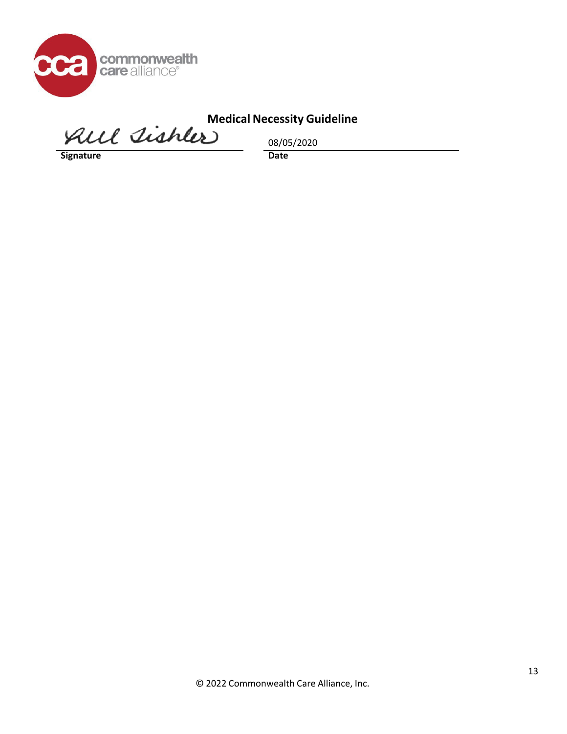**Medical Necessity Guideline**

| | |
|---|---|
| Signature | Date: 08/05/2020 |

© 2022 Commonwealth Care Alliance, Inc.